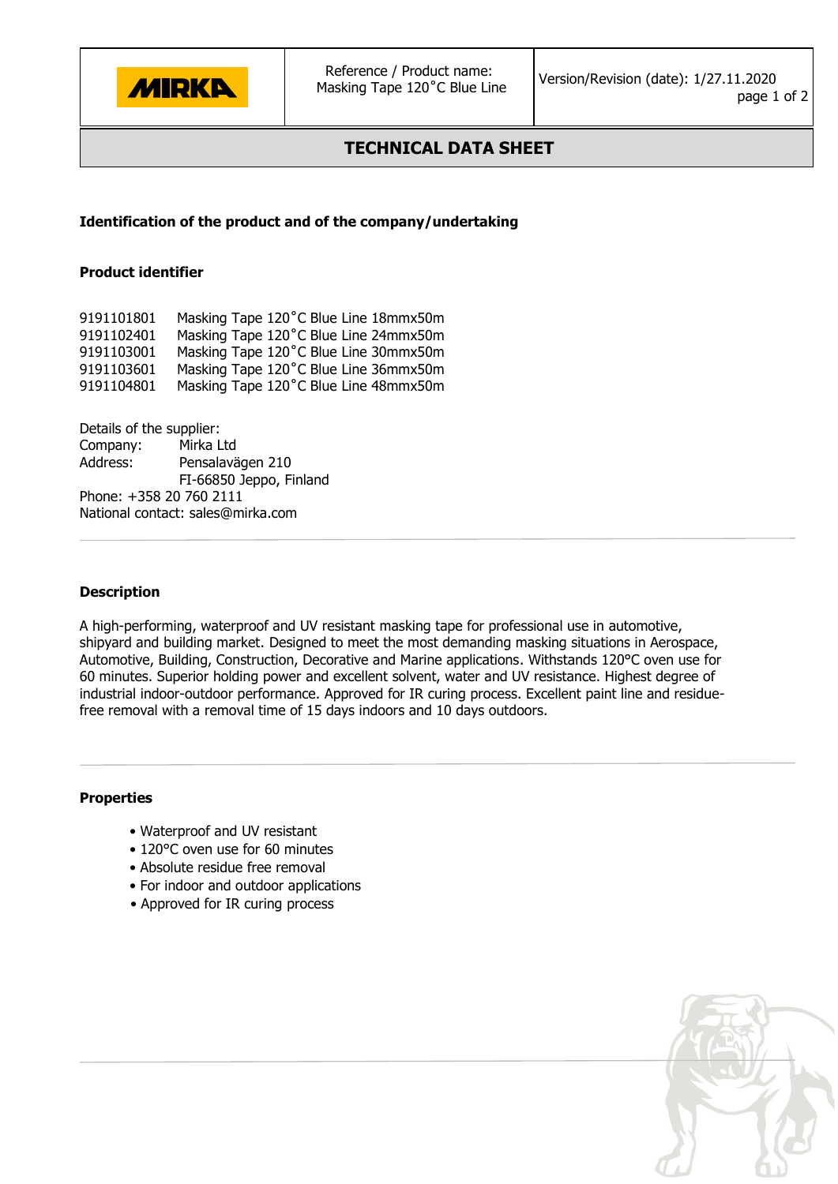| MIRKA | Reference / Product name: Masking Tape 120˚C Blue Line | Version/Revision (date): 1/27.11.2020 |
|---|---|---|

# TECHNICAL DATA SHEET

**Identification of the product and of the company/undertaking**

**Product identifier**

9191101801 Masking Tape 120˚C Blue Line 18mmx50m
9191102401 Masking Tape 120˚C Blue Line 24mmx50m
9191103001 Masking Tape 120˚C Blue Line 30mmx50m
9191103601 Masking Tape 120˚C Blue Line 36mmx50m
9191104801 Masking Tape 120˚C Blue Line 48mmx50m

Details of the supplier:
Company: Mirka Ltd
Address: Pensalavägen 210
FI-66850 Jeppo, Finland
Phone: +358 20 760 2111
National contact: sales@mirka.com

**Description**

A high-performing, waterproof and UV resistant masking tape for professional use in automotive, shipyard and building market. Designed to meet the most demanding masking situations in Aerospace, Automotive, Building, Construction, Decorative and Marine applications. Withstands 120°C oven use for 60 minutes. Superior holding power and excellent solvent, water and UV resistance. Highest degree of industrial indoor-outdoor performance. Approved for IR curing process. Excellent paint line and residue-free removal with a removal time of 15 days indoors and 10 days outdoors.

**Properties**

- Waterproof and UV resistant
- 120°C oven use for 60 minutes
- Absolute residue free removal
- For indoor and outdoor applications
- Approved for IR curing process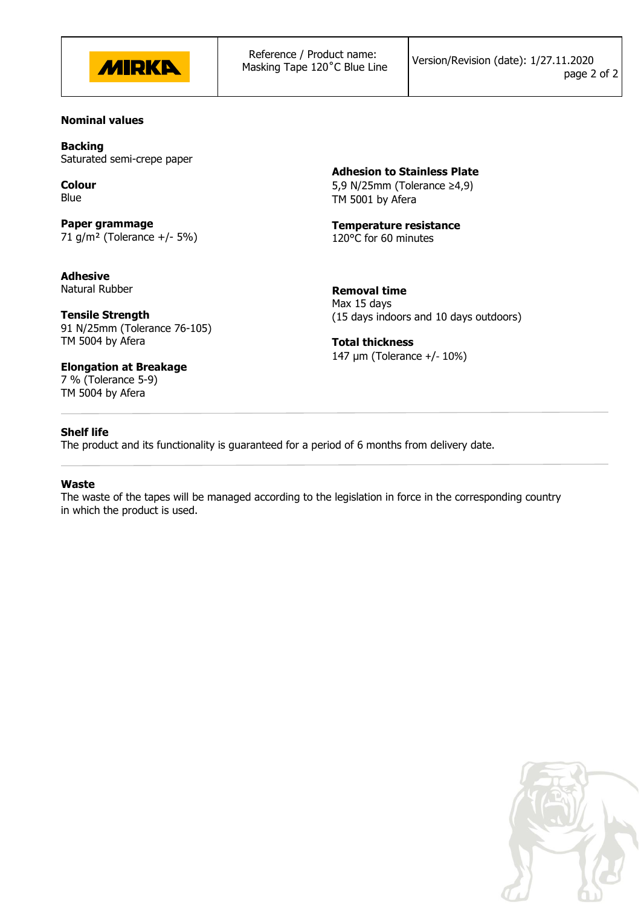**Nominal values**

**Backing**
Saturated semi-crepe paper

**Colour**
Blue

**Paper grammage**
71 g/m² (Tolerance +/- 5%)

**Adhesive**
Natural Rubber

**Tensile Strength**
91 N/25mm (Tolerance 76-105)
TM 5004 by Afera

**Elongation at Breakage**
7 % (Tolerance 5-9)
TM 5004 by Afera

**Adhesion to Stainless Plate**
5,9 N/25mm (Tolerance ≥4,9)
TM 5001 by Afera

**Temperature resistance**
120°C for 60 minutes

**Removal time**
Max 15 days
(15 days indoors and 10 days outdoors)

**Total thickness**
147 µm (Tolerance +/- 10%)

---

**Shelf life**
The product and its functionality is guaranteed for a period of 6 months from delivery date.

---

**Waste**
The waste of the tapes will be managed according to the legislation in force in the corresponding country in which the product is used.